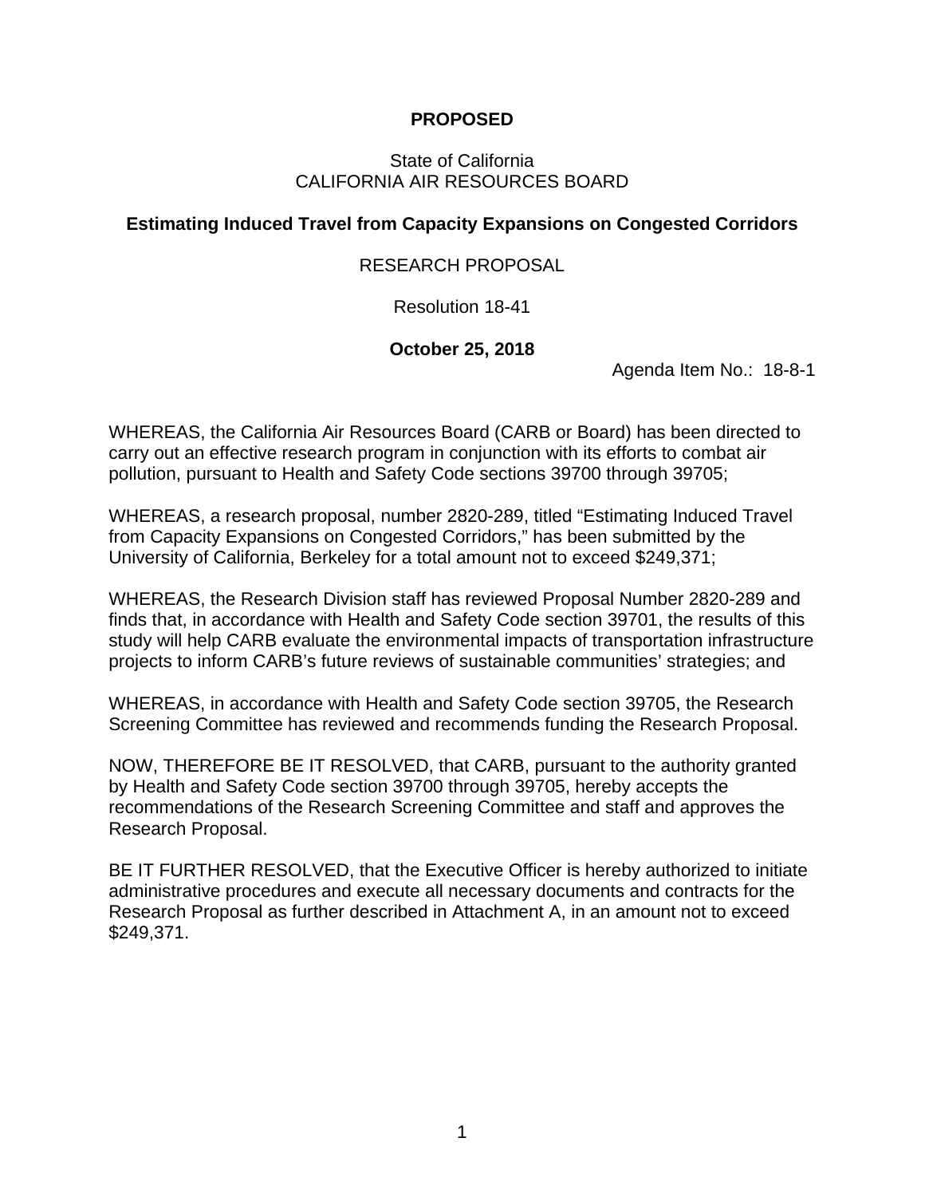**PROPOSED**

State of California
CALIFORNIA AIR RESOURCES BOARD

**Estimating Induced Travel from Capacity Expansions on Congested Corridors**

RESEARCH PROPOSAL

Resolution 18-41

**October 25, 2018**

Agenda Item No.: 18-8-1

WHEREAS, the California Air Resources Board (CARB or Board) has been directed to carry out an effective research program in conjunction with its efforts to combat air pollution, pursuant to Health and Safety Code sections 39700 through 39705;

WHEREAS, a research proposal, number 2820-289, titled "Estimating Induced Travel from Capacity Expansions on Congested Corridors," has been submitted by the University of California, Berkeley for a total amount not to exceed $249,371;

WHEREAS, the Research Division staff has reviewed Proposal Number 2820-289 and finds that, in accordance with Health and Safety Code section 39701, the results of this study will help CARB evaluate the environmental impacts of transportation infrastructure projects to inform CARB's future reviews of sustainable communities' strategies; and

WHEREAS, in accordance with Health and Safety Code section 39705, the Research Screening Committee has reviewed and recommends funding the Research Proposal.

NOW, THEREFORE BE IT RESOLVED, that CARB, pursuant to the authority granted by Health and Safety Code section 39700 through 39705, hereby accepts the recommendations of the Research Screening Committee and staff and approves the Research Proposal.

BE IT FURTHER RESOLVED, that the Executive Officer is hereby authorized to initiate administrative procedures and execute all necessary documents and contracts for the Research Proposal as further described in Attachment A, in an amount not to exceed $249,371.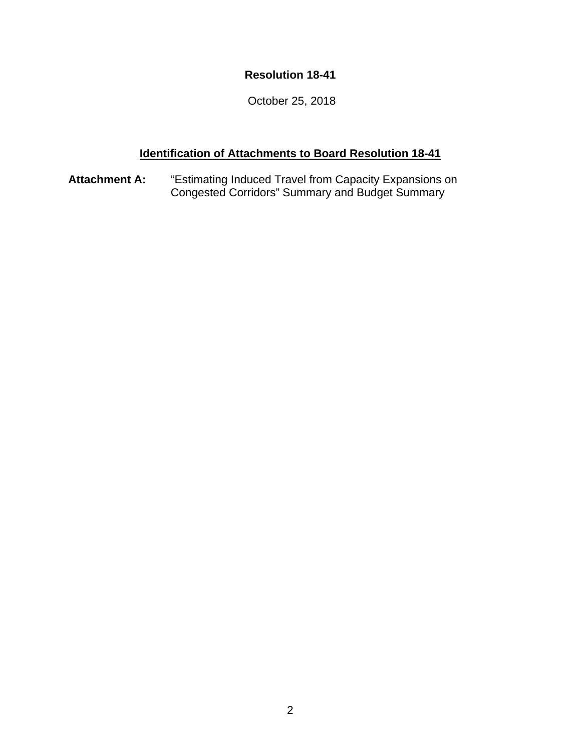**Resolution 18-41**

October 25, 2018

## Identification of Attachments to Board Resolution 18-41

**Attachment A:** "Estimating Induced Travel from Capacity Expansions on Congested Corridors" Summary and Budget Summary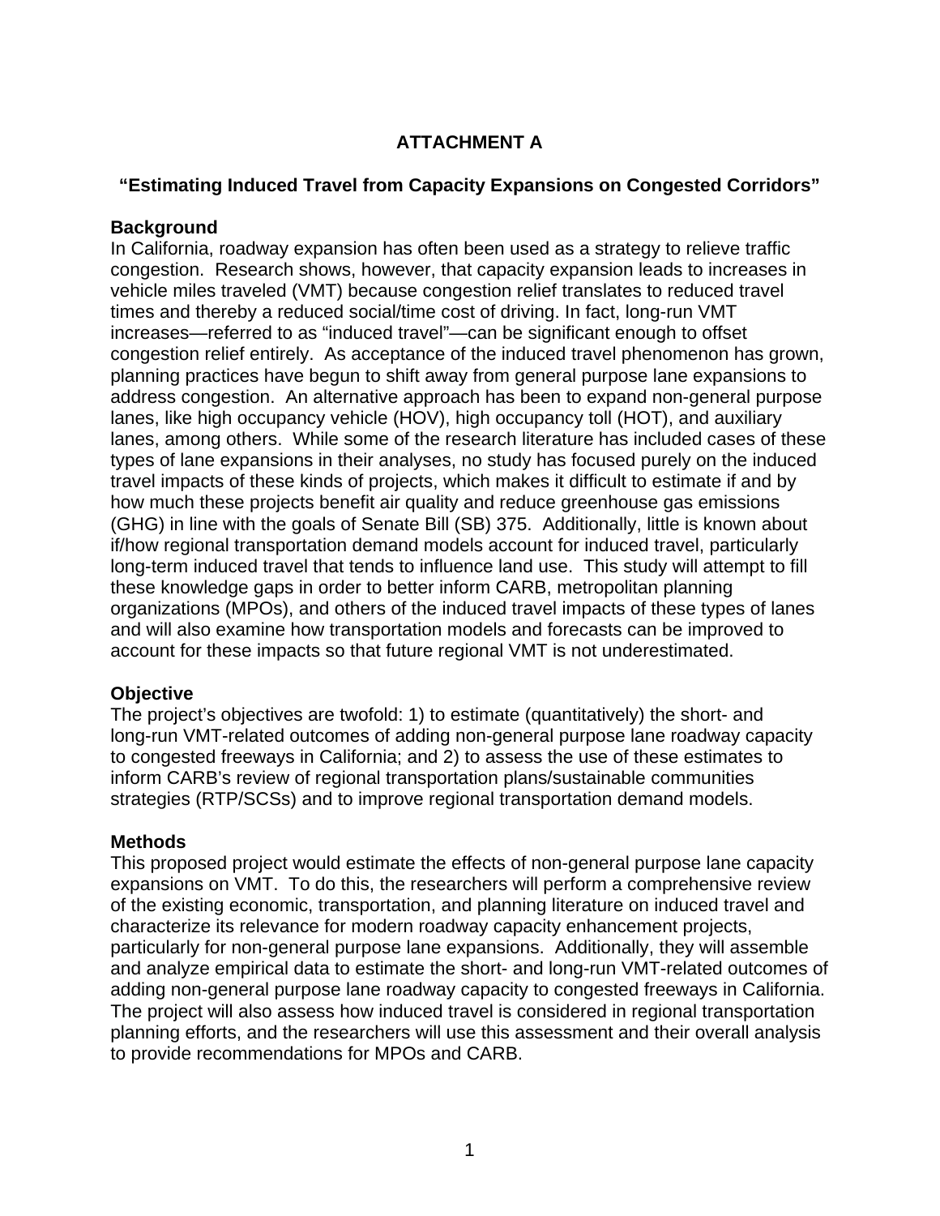# ATTACHMENT A

## "Estimating Induced Travel from Capacity Expansions on Congested Corridors"

### Background

In California, roadway expansion has often been used as a strategy to relieve traffic congestion. Research shows, however, that capacity expansion leads to increases in vehicle miles traveled (VMT) because congestion relief translates to reduced travel times and thereby a reduced social/time cost of driving. In fact, long-run VMT increases—referred to as "induced travel"—can be significant enough to offset congestion relief entirely. As acceptance of the induced travel phenomenon has grown, planning practices have begun to shift away from general purpose lane expansions to address congestion. An alternative approach has been to expand non-general purpose lanes, like high occupancy vehicle (HOV), high occupancy toll (HOT), and auxiliary lanes, among others. While some of the research literature has included cases of these types of lane expansions in their analyses, no study has focused purely on the induced travel impacts of these kinds of projects, which makes it difficult to estimate if and by how much these projects benefit air quality and reduce greenhouse gas emissions (GHG) in line with the goals of Senate Bill (SB) 375. Additionally, little is known about if/how regional transportation demand models account for induced travel, particularly long-term induced travel that tends to influence land use. This study will attempt to fill these knowledge gaps in order to better inform CARB, metropolitan planning organizations (MPOs), and others of the induced travel impacts of these types of lanes and will also examine how transportation models and forecasts can be improved to account for these impacts so that future regional VMT is not underestimated.

### Objective

The project's objectives are twofold: 1) to estimate (quantitatively) the short- and long-run VMT-related outcomes of adding non-general purpose lane roadway capacity to congested freeways in California; and 2) to assess the use of these estimates to inform CARB's review of regional transportation plans/sustainable communities strategies (RTP/SCSs) and to improve regional transportation demand models.

### Methods

This proposed project would estimate the effects of non-general purpose lane capacity expansions on VMT. To do this, the researchers will perform a comprehensive review of the existing economic, transportation, and planning literature on induced travel and characterize its relevance for modern roadway capacity enhancement projects, particularly for non-general purpose lane expansions. Additionally, they will assemble and analyze empirical data to estimate the short- and long-run VMT-related outcomes of adding non-general purpose lane roadway capacity to congested freeways in California. The project will also assess how induced travel is considered in regional transportation planning efforts, and the researchers will use this assessment and their overall analysis to provide recommendations for MPOs and CARB.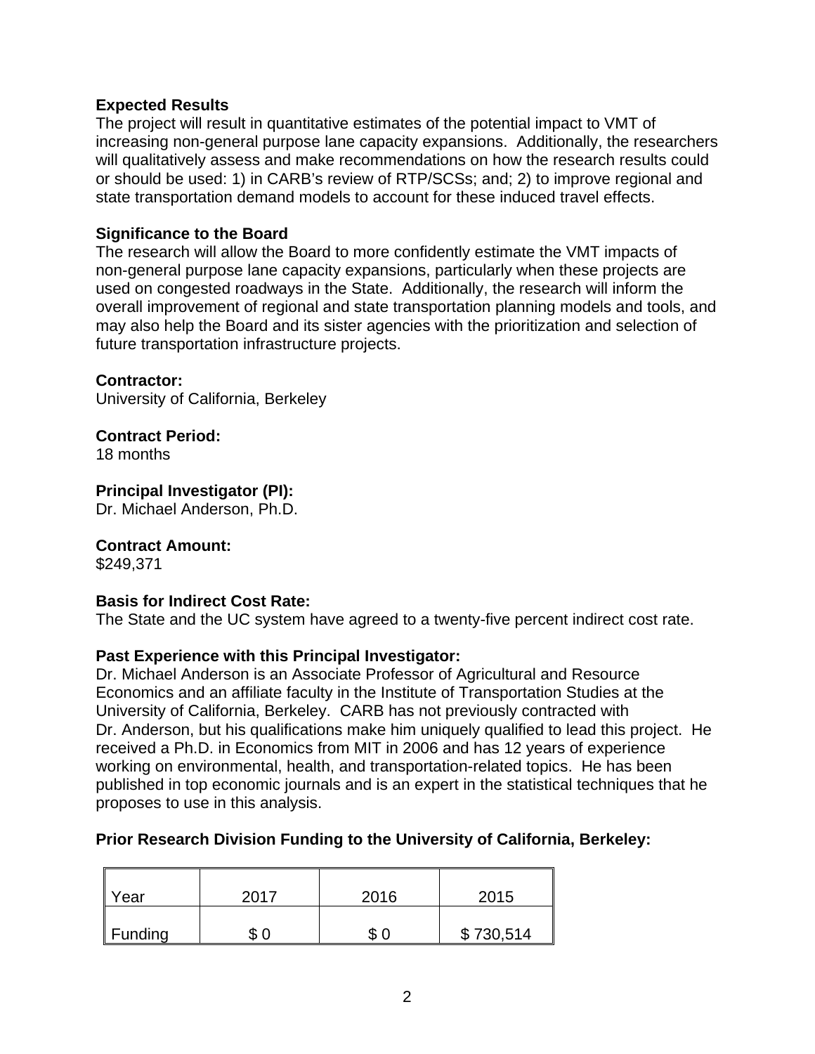**Expected Results**

The project will result in quantitative estimates of the potential impact to VMT of increasing non-general purpose lane capacity expansions. Additionally, the researchers will qualitatively assess and make recommendations on how the research results could or should be used: 1) in CARB's review of RTP/SCSs; and; 2) to improve regional and state transportation demand models to account for these induced travel effects.

**Significance to the Board**

The research will allow the Board to more confidently estimate the VMT impacts of non-general purpose lane capacity expansions, particularly when these projects are used on congested roadways in the State. Additionally, the research will inform the overall improvement of regional and state transportation planning models and tools, and may also help the Board and its sister agencies with the prioritization and selection of future transportation infrastructure projects.

**Contractor:**

University of California, Berkeley

**Contract Period:**

18 months

**Principal Investigator (PI):**

Dr. Michael Anderson, Ph.D.

**Contract Amount:**

$249,371

**Basis for Indirect Cost Rate:**

The State and the UC system have agreed to a twenty-five percent indirect cost rate.

**Past Experience with this Principal Investigator:**

Dr. Michael Anderson is an Associate Professor of Agricultural and Resource Economics and an affiliate faculty in the Institute of Transportation Studies at the University of California, Berkeley. CARB has not previously contracted with Dr. Anderson, but his qualifications make him uniquely qualified to lead this project. He received a Ph.D. in Economics from MIT in 2006 and has 12 years of experience working on environmental, health, and transportation-related topics. He has been published in top economic journals and is an expert in the statistical techniques that he proposes to use in this analysis.

**Prior Research Division Funding to the University of California, Berkeley:**

| Year | 2017 | 2016 | 2015 |
|---|---|---|---|
| Funding | $ 0 | $ 0 | $ 730,514 |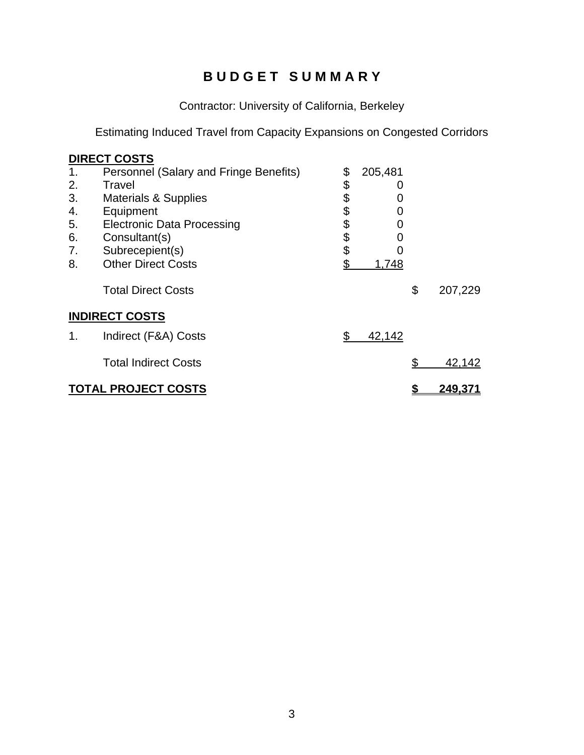# BUDGET SUMMARY

Contractor: University of California, Berkeley

Estimating Induced Travel from Capacity Expansions on Congested Corridors

| | | | |
|---|---|---|---|
| **DIRECT COSTS** | | | |
| 1. | Personnel (Salary and Fringe Benefits) | $ 205,481 | |
| 2. | Travel | $ 0 | |
| 3. | Materials & Supplies | $ 0 | |
| 4. | Equipment | $ 0 | |
| 5. | Electronic Data Processing | $ 0 | |
| 6. | Consultant(s) | $ 0 | |
| 7. | Subrecepient(s) | $ 0 | |
| 8. | Other Direct Costs | $ 1,748 | |
| | Total Direct Costs | | $ 207,229 |
| **INDIRECT COSTS** | | | |
| 1. | Indirect (F&A) Costs | $ 42,142 | |
| | Total Indirect Costs | | $ 42,142 |
| **TOTAL PROJECT COSTS** | | | **$ 249,371** |